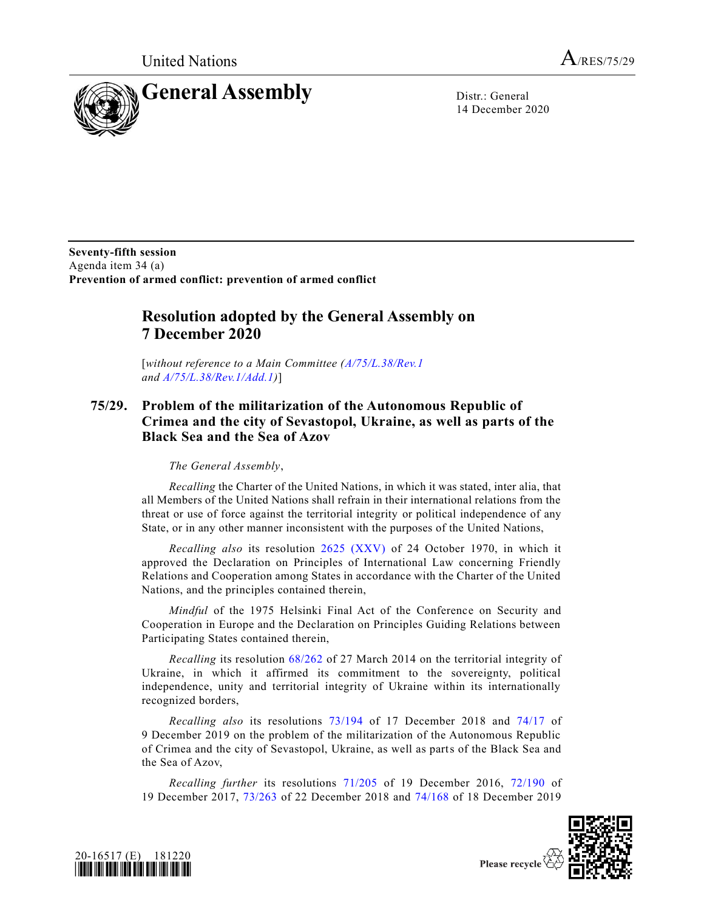United Nations

A/RES/75/29

# General Assembly

Distr.: General
14 December 2020

**Seventy-fifth session**
Agenda item 34 (a)
**Prevention of armed conflict: prevention of armed conflict**

## Resolution adopted by the General Assembly on 7 December 2020

[*without reference to a Main Committee (A/75/L.38/Rev.1 and A/75/L.38/Rev.1/Add.1)*]

## 75/29. Problem of the militarization of the Autonomous Republic of Crimea and the city of Sevastopol, Ukraine, as well as parts of the Black Sea and the Sea of Azov

*The General Assembly*,

*Recalling* the Charter of the United Nations, in which it was stated, inter alia, that all Members of the United Nations shall refrain in their international relations from the threat or use of force against the territorial integrity or political independence of any State, or in any other manner inconsistent with the purposes of the United Nations,

*Recalling also* its resolution 2625 (XXV) of 24 October 1970, in which it approved the Declaration on Principles of International Law concerning Friendly Relations and Cooperation among States in accordance with the Charter of the United Nations, and the principles contained therein,

*Mindful* of the 1975 Helsinki Final Act of the Conference on Security and Cooperation in Europe and the Declaration on Principles Guiding Relations between Participating States contained therein,

*Recalling* its resolution 68/262 of 27 March 2014 on the territorial integrity of Ukraine, in which it affirmed its commitment to the sovereignty, political independence, unity and territorial integrity of Ukraine within its internationally recognized borders,

*Recalling also* its resolutions 73/194 of 17 December 2018 and 74/17 of 9 December 2019 on the problem of the militarization of the Autonomous Republic of Crimea and the city of Sevastopol, Ukraine, as well as parts of the Black Sea and the Sea of Azov,

*Recalling further* its resolutions 71/205 of 19 December 2016, 72/190 of 19 December 2017, 73/263 of 22 December 2018 and 74/168 of 18 December 2019

20-16517 (E) 181220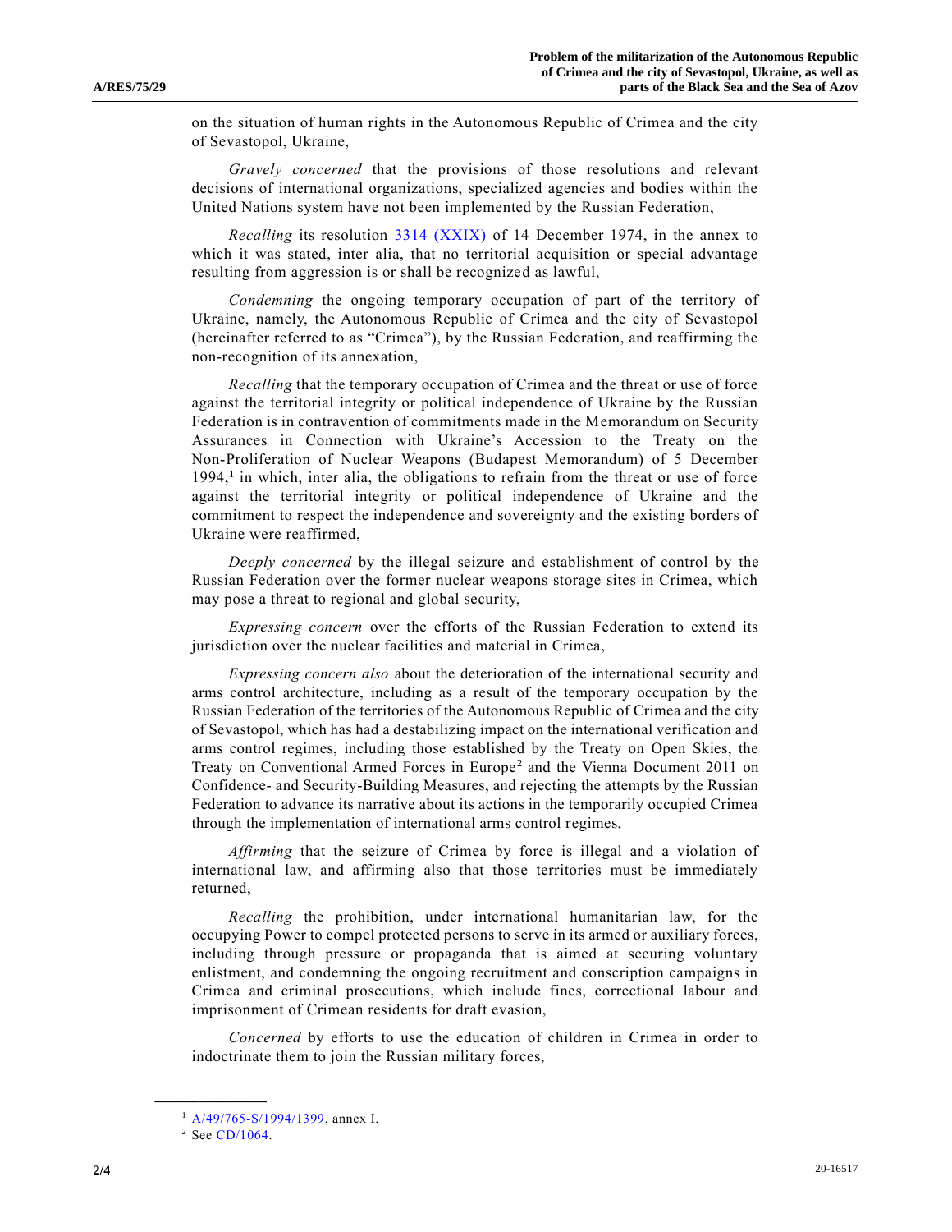on the situation of human rights in the Autonomous Republic of Crimea and the city of Sevastopol, Ukraine,

*Gravely concerned* that the provisions of those resolutions and relevant decisions of international organizations, specialized agencies and bodies within the United Nations system have not been implemented by the Russian Federation,

*Recalling* its resolution 3314 (XXIX) of 14 December 1974, in the annex to which it was stated, inter alia, that no territorial acquisition or special advantage resulting from aggression is or shall be recognized as lawful,

*Condemning* the ongoing temporary occupation of part of the territory of Ukraine, namely, the Autonomous Republic of Crimea and the city of Sevastopol (hereinafter referred to as "Crimea"), by the Russian Federation, and reaffirming the non-recognition of its annexation,

*Recalling* that the temporary occupation of Crimea and the threat or use of force against the territorial integrity or political independence of Ukraine by the Russian Federation is in contravention of commitments made in the Memorandum on Security Assurances in Connection with Ukraine's Accession to the Treaty on the Non-Proliferation of Nuclear Weapons (Budapest Memorandum) of 5 December 1994,[1] in which, inter alia, the obligations to refrain from the threat or use of force against the territorial integrity or political independence of Ukraine and the commitment to respect the independence and sovereignty and the existing borders of Ukraine were reaffirmed,

*Deeply concerned* by the illegal seizure and establishment of control by the Russian Federation over the former nuclear weapons storage sites in Crimea, which may pose a threat to regional and global security,

*Expressing concern* over the efforts of the Russian Federation to extend its jurisdiction over the nuclear facilities and material in Crimea,

*Expressing concern also* about the deterioration of the international security and arms control architecture, including as a result of the temporary occupation by the Russian Federation of the territories of the Autonomous Republic of Crimea and the city of Sevastopol, which has had a destabilizing impact on the international verification and arms control regimes, including those established by the Treaty on Open Skies, the Treaty on Conventional Armed Forces in Europe[2] and the Vienna Document 2011 on Confidence- and Security-Building Measures, and rejecting the attempts by the Russian Federation to advance its narrative about its actions in the temporarily occupied Crimea through the implementation of international arms control regimes,

*Affirming* that the seizure of Crimea by force is illegal and a violation of international law, and affirming also that those territories must be immediately returned,

*Recalling* the prohibition, under international humanitarian law, for the occupying Power to compel protected persons to serve in its armed or auxiliary forces, including through pressure or propaganda that is aimed at securing voluntary enlistment, and condemning the ongoing recruitment and conscription campaigns in Crimea and criminal prosecutions, which include fines, correctional labour and imprisonment of Crimean residents for draft evasion,

*Concerned* by efforts to use the education of children in Crimea in order to indoctrinate them to join the Russian military forces,

---

[1] A/49/765-S/1994/1399, annex I.

[2] See CD/1064.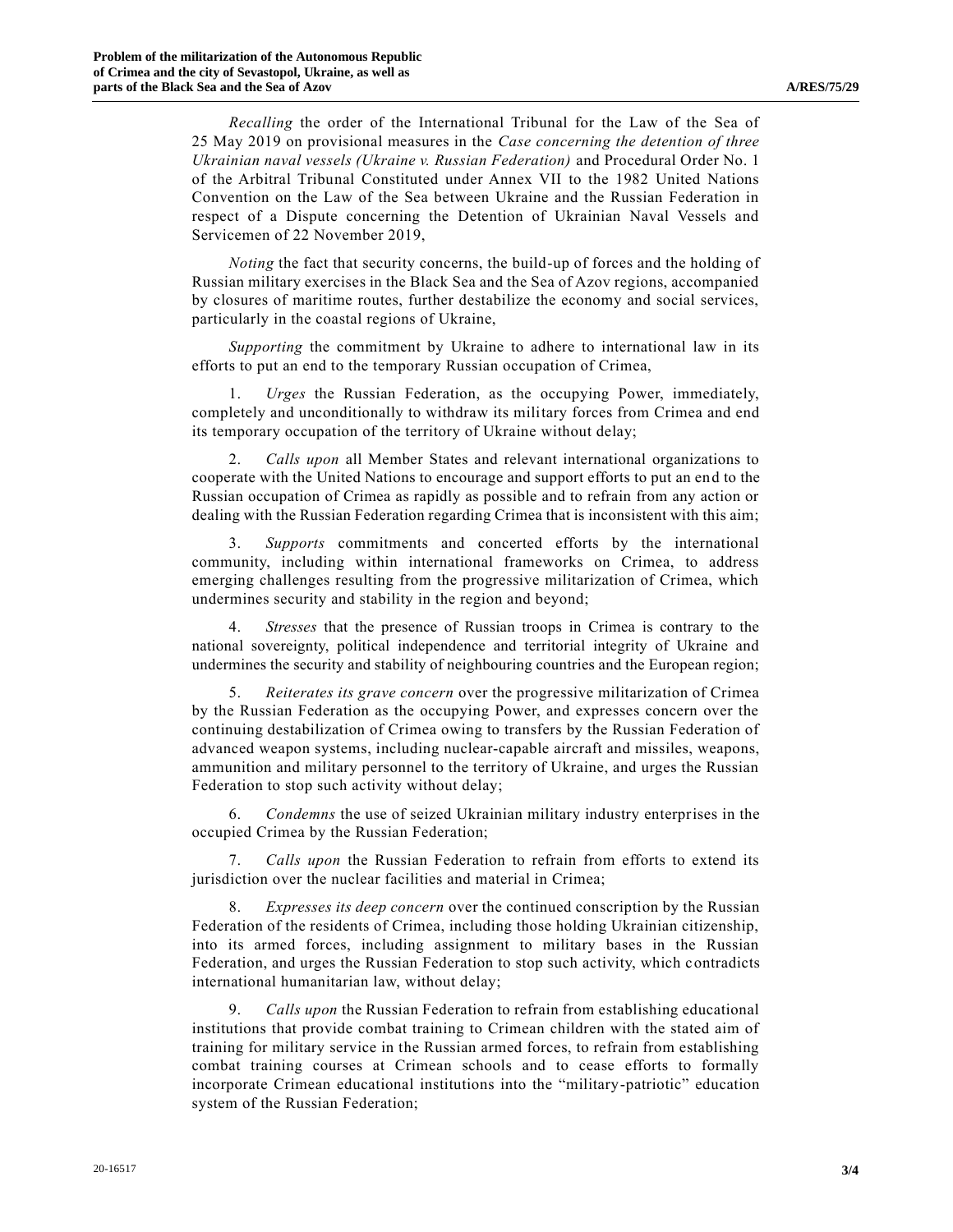*Recalling* the order of the International Tribunal for the Law of the Sea of 25 May 2019 on provisional measures in the *Case concerning the detention of three Ukrainian naval vessels (Ukraine v. Russian Federation)* and Procedural Order No. 1 of the Arbitral Tribunal Constituted under Annex VII to the 1982 United Nations Convention on the Law of the Sea between Ukraine and the Russian Federation in respect of a Dispute concerning the Detention of Ukrainian Naval Vessels and Servicemen of 22 November 2019,

*Noting* the fact that security concerns, the build-up of forces and the holding of Russian military exercises in the Black Sea and the Sea of Azov regions, accompanied by closures of maritime routes, further destabilize the economy and social services, particularly in the coastal regions of Ukraine,

*Supporting* the commitment by Ukraine to adhere to international law in its efforts to put an end to the temporary Russian occupation of Crimea,

1. *Urges* the Russian Federation, as the occupying Power, immediately, completely and unconditionally to withdraw its military forces from Crimea and end its temporary occupation of the territory of Ukraine without delay;

2. *Calls upon* all Member States and relevant international organizations to cooperate with the United Nations to encourage and support efforts to put an end to the Russian occupation of Crimea as rapidly as possible and to refrain from any action or dealing with the Russian Federation regarding Crimea that is inconsistent with this aim;

3. *Supports* commitments and concerted efforts by the international community, including within international frameworks on Crimea, to address emerging challenges resulting from the progressive militarization of Crimea, which undermines security and stability in the region and beyond;

4. *Stresses* that the presence of Russian troops in Crimea is contrary to the national sovereignty, political independence and territorial integrity of Ukraine and undermines the security and stability of neighbouring countries and the European region;

5. *Reiterates its grave concern* over the progressive militarization of Crimea by the Russian Federation as the occupying Power, and expresses concern over the continuing destabilization of Crimea owing to transfers by the Russian Federation of advanced weapon systems, including nuclear-capable aircraft and missiles, weapons, ammunition and military personnel to the territory of Ukraine, and urges the Russian Federation to stop such activity without delay;

6. *Condemns* the use of seized Ukrainian military industry enterprises in the occupied Crimea by the Russian Federation;

7. *Calls upon* the Russian Federation to refrain from efforts to extend its jurisdiction over the nuclear facilities and material in Crimea;

8. *Expresses its deep concern* over the continued conscription by the Russian Federation of the residents of Crimea, including those holding Ukrainian citizenship, into its armed forces, including assignment to military bases in the Russian Federation, and urges the Russian Federation to stop such activity, which contradicts international humanitarian law, without delay;

9. *Calls upon* the Russian Federation to refrain from establishing educational institutions that provide combat training to Crimean children with the stated aim of training for military service in the Russian armed forces, to refrain from establishing combat training courses at Crimean schools and to cease efforts to formally incorporate Crimean educational institutions into the "military-patriotic" education system of the Russian Federation;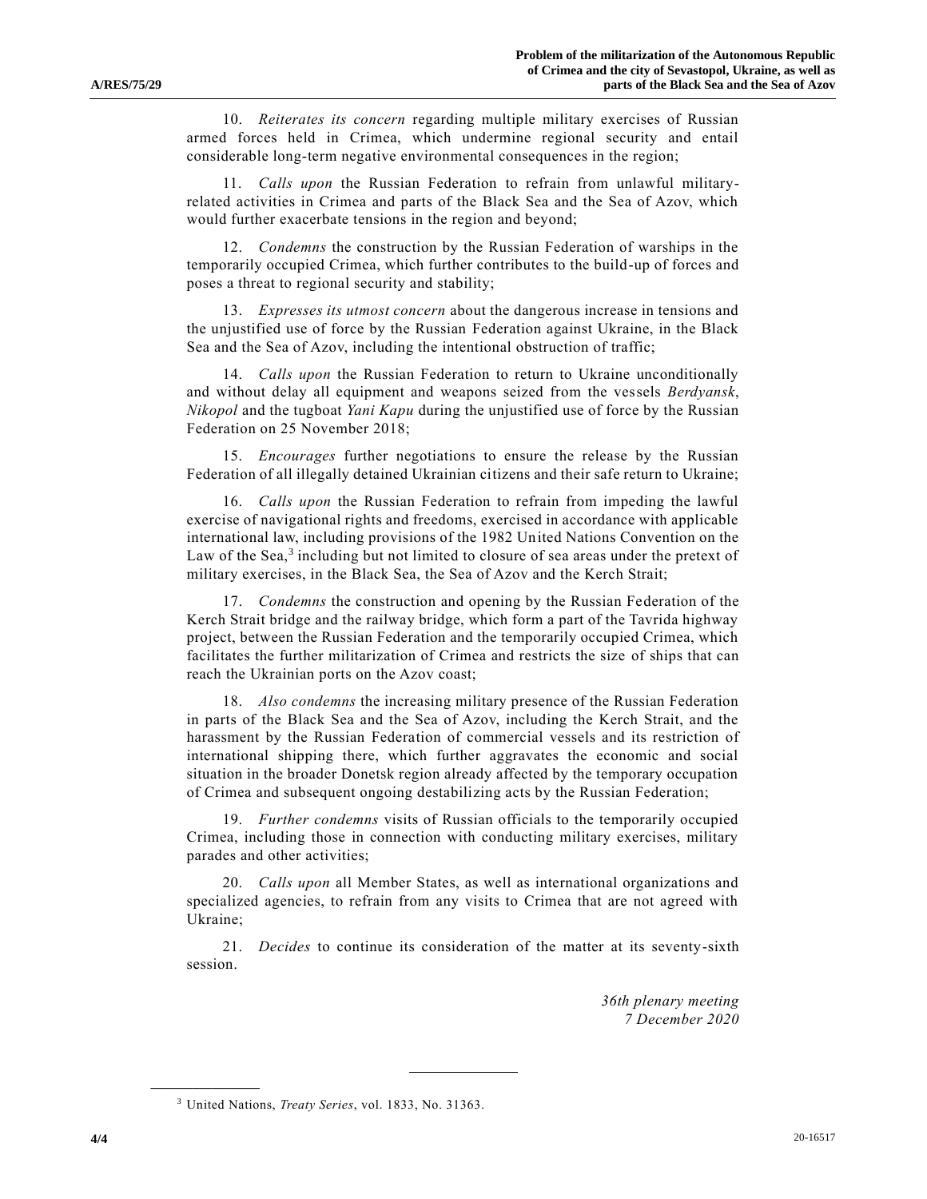10. *Reiterates its concern* regarding multiple military exercises of Russian armed forces held in Crimea, which undermine regional security and entail considerable long-term negative environmental consequences in the region;

11. *Calls upon* the Russian Federation to refrain from unlawful military-related activities in Crimea and parts of the Black Sea and the Sea of Azov, which would further exacerbate tensions in the region and beyond;

12. *Condemns* the construction by the Russian Federation of warships in the temporarily occupied Crimea, which further contributes to the build-up of forces and poses a threat to regional security and stability;

13. *Expresses its utmost concern* about the dangerous increase in tensions and the unjustified use of force by the Russian Federation against Ukraine, in the Black Sea and the Sea of Azov, including the intentional obstruction of traffic;

14. *Calls upon* the Russian Federation to return to Ukraine unconditionally and without delay all equipment and weapons seized from the vessels *Berdyansk*, *Nikopol* and the tugboat *Yani Kapu* during the unjustified use of force by the Russian Federation on 25 November 2018;

15. *Encourages* further negotiations to ensure the release by the Russian Federation of all illegally detained Ukrainian citizens and their safe return to Ukraine;

16. *Calls upon* the Russian Federation to refrain from impeding the lawful exercise of navigational rights and freedoms, exercised in accordance with applicable international law, including provisions of the 1982 United Nations Convention on the Law of the Sea,[3] including but not limited to closure of sea areas under the pretext of military exercises, in the Black Sea, the Sea of Azov and the Kerch Strait;

17. *Condemns* the construction and opening by the Russian Federation of the Kerch Strait bridge and the railway bridge, which form a part of the Tavrida highway project, between the Russian Federation and the temporarily occupied Crimea, which facilitates the further militarization of Crimea and restricts the size of ships that can reach the Ukrainian ports on the Azov coast;

18. *Also condemns* the increasing military presence of the Russian Federation in parts of the Black Sea and the Sea of Azov, including the Kerch Strait, and the harassment by the Russian Federation of commercial vessels and its restriction of international shipping there, which further aggravates the economic and social situation in the broader Donetsk region already affected by the temporary occupation of Crimea and subsequent ongoing destabilizing acts by the Russian Federation;

19. *Further condemns* visits of Russian officials to the temporarily occupied Crimea, including those in connection with conducting military exercises, military parades and other activities;

20. *Calls upon* all Member States, as well as international organizations and specialized agencies, to refrain from any visits to Crimea that are not agreed with Ukraine;

21. *Decides* to continue its consideration of the matter at its seventy-sixth session.

*36th plenary meeting*
*7 December 2020*

[3] United Nations, *Treaty Series*, vol. 1833, No. 31363.